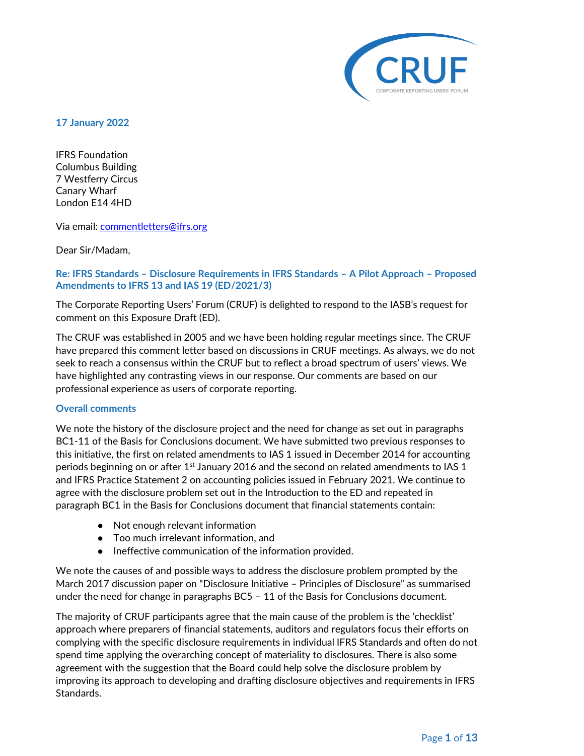17 January 2022

IFRS Foundation
Columbus Building
7 Westferry Circus
Canary Wharf
London E14 4HD

Via email: commentletters@ifrs.org

Dear Sir/Madam,

**Re: IFRS Standards – Disclosure Requirements in IFRS Standards – A Pilot Approach – Proposed Amendments to IFRS 13 and IAS 19 (ED/2021/3)**

The Corporate Reporting Users' Forum (CRUF) is delighted to respond to the IASB's request for comment on this Exposure Draft (ED).

The CRUF was established in 2005 and we have been holding regular meetings since. The CRUF have prepared this comment letter based on discussions in CRUF meetings. As always, we do not seek to reach a consensus within the CRUF but to reflect a broad spectrum of users' views. We have highlighted any contrasting views in our response. Our comments are based on our professional experience as users of corporate reporting.

## Overall comments

We note the history of the disclosure project and the need for change as set out in paragraphs BC1-11 of the Basis for Conclusions document. We have submitted two previous responses to this initiative, the first on related amendments to IAS 1 issued in December 2014 for accounting periods beginning on or after 1st January 2016 and the second on related amendments to IAS 1 and IFRS Practice Statement 2 on accounting policies issued in February 2021. We continue to agree with the disclosure problem set out in the Introduction to the ED and repeated in paragraph BC1 in the Basis for Conclusions document that financial statements contain:

- Not enough relevant information
- Too much irrelevant information, and
- Ineffective communication of the information provided.

We note the causes of and possible ways to address the disclosure problem prompted by the March 2017 discussion paper on "Disclosure Initiative – Principles of Disclosure" as summarised under the need for change in paragraphs BC5 – 11 of the Basis for Conclusions document.

The majority of CRUF participants agree that the main cause of the problem is the 'checklist' approach where preparers of financial statements, auditors and regulators focus their efforts on complying with the specific disclosure requirements in individual IFRS Standards and often do not spend time applying the overarching concept of materiality to disclosures. There is also some agreement with the suggestion that the Board could help solve the disclosure problem by improving its approach to developing and drafting disclosure objectives and requirements in IFRS Standards.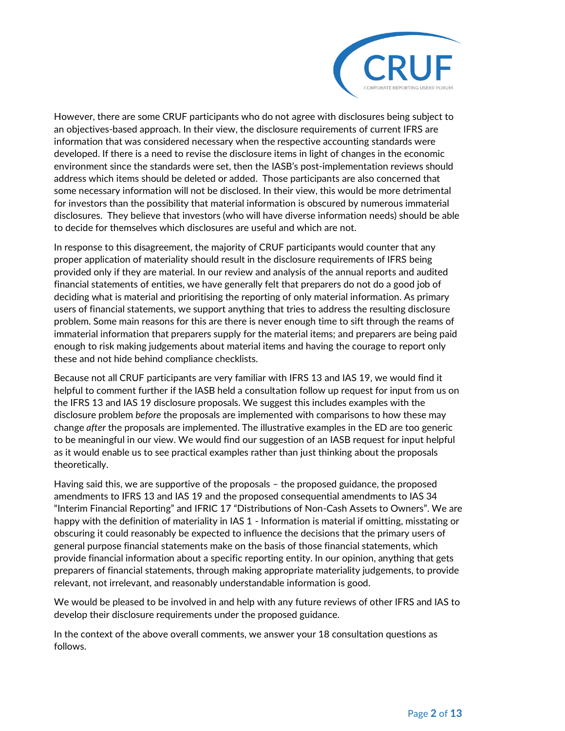However, there are some CRUF participants who do not agree with disclosures being subject to an objectives-based approach. In their view, the disclosure requirements of current IFRS are information that was considered necessary when the respective accounting standards were developed. If there is a need to revise the disclosure items in light of changes in the economic environment since the standards were set, then the IASB's post-implementation reviews should address which items should be deleted or added. Those participants are also concerned that some necessary information will not be disclosed. In their view, this would be more detrimental for investors than the possibility that material information is obscured by numerous immaterial disclosures. They believe that investors (who will have diverse information needs) should be able to decide for themselves which disclosures are useful and which are not.

In response to this disagreement, the majority of CRUF participants would counter that any proper application of materiality should result in the disclosure requirements of IFRS being provided only if they are material. In our review and analysis of the annual reports and audited financial statements of entities, we have generally felt that preparers do not do a good job of deciding what is material and prioritising the reporting of only material information. As primary users of financial statements, we support anything that tries to address the resulting disclosure problem. Some main reasons for this are there is never enough time to sift through the reams of immaterial information that preparers supply for the material items; and preparers are being paid enough to risk making judgements about material items and having the courage to report only these and not hide behind compliance checklists.

Because not all CRUF participants are very familiar with IFRS 13 and IAS 19, we would find it helpful to comment further if the IASB held a consultation follow up request for input from us on the IFRS 13 and IAS 19 disclosure proposals. We suggest this includes examples with the disclosure problem *before* the proposals are implemented with comparisons to how these may change *after* the proposals are implemented. The illustrative examples in the ED are too generic to be meaningful in our view. We would find our suggestion of an IASB request for input helpful as it would enable us to see practical examples rather than just thinking about the proposals theoretically.

Having said this, we are supportive of the proposals – the proposed guidance, the proposed amendments to IFRS 13 and IAS 19 and the proposed consequential amendments to IAS 34 "Interim Financial Reporting" and IFRIC 17 "Distributions of Non-Cash Assets to Owners". We are happy with the definition of materiality in IAS 1 - Information is material if omitting, misstating or obscuring it could reasonably be expected to influence the decisions that the primary users of general purpose financial statements make on the basis of those financial statements, which provide financial information about a specific reporting entity. In our opinion, anything that gets preparers of financial statements, through making appropriate materiality judgements, to provide relevant, not irrelevant, and reasonably understandable information is good.

We would be pleased to be involved in and help with any future reviews of other IFRS and IAS to develop their disclosure requirements under the proposed guidance.

In the context of the above overall comments, we answer your 18 consultation questions as follows.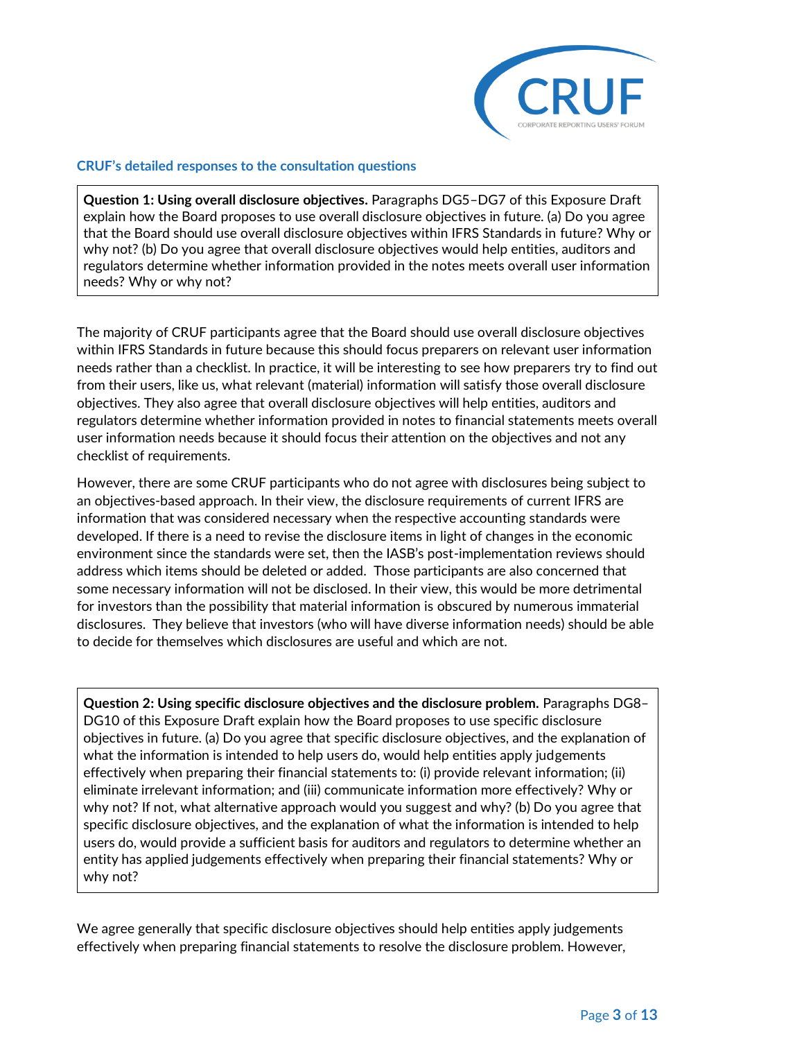### CRUF's detailed responses to the consultation questions

> **Question 1: Using overall disclosure objectives.** Paragraphs DG5–DG7 of this Exposure Draft explain how the Board proposes to use overall disclosure objectives in future. (a) Do you agree that the Board should use overall disclosure objectives within IFRS Standards in future? Why or why not? (b) Do you agree that overall disclosure objectives would help entities, auditors and regulators determine whether information provided in the notes meets overall user information needs? Why or why not?

The majority of CRUF participants agree that the Board should use overall disclosure objectives within IFRS Standards in future because this should focus preparers on relevant user information needs rather than a checklist. In practice, it will be interesting to see how preparers try to find out from their users, like us, what relevant (material) information will satisfy those overall disclosure objectives. They also agree that overall disclosure objectives will help entities, auditors and regulators determine whether information provided in notes to financial statements meets overall user information needs because it should focus their attention on the objectives and not any checklist of requirements.

However, there are some CRUF participants who do not agree with disclosures being subject to an objectives-based approach. In their view, the disclosure requirements of current IFRS are information that was considered necessary when the respective accounting standards were developed. If there is a need to revise the disclosure items in light of changes in the economic environment since the standards were set, then the IASB's post-implementation reviews should address which items should be deleted or added. Those participants are also concerned that some necessary information will not be disclosed. In their view, this would be more detrimental for investors than the possibility that material information is obscured by numerous immaterial disclosures. They believe that investors (who will have diverse information needs) should be able to decide for themselves which disclosures are useful and which are not.

> **Question 2: Using specific disclosure objectives and the disclosure problem.** Paragraphs DG8–DG10 of this Exposure Draft explain how the Board proposes to use specific disclosure objectives in future. (a) Do you agree that specific disclosure objectives, and the explanation of what the information is intended to help users do, would help entities apply judgements effectively when preparing their financial statements to: (i) provide relevant information; (ii) eliminate irrelevant information; and (iii) communicate information more effectively? Why or why not? If not, what alternative approach would you suggest and why? (b) Do you agree that specific disclosure objectives, and the explanation of what the information is intended to help users do, would provide a sufficient basis for auditors and regulators to determine whether an entity has applied judgements effectively when preparing their financial statements? Why or why not?

We agree generally that specific disclosure objectives should help entities apply judgements effectively when preparing financial statements to resolve the disclosure problem. However,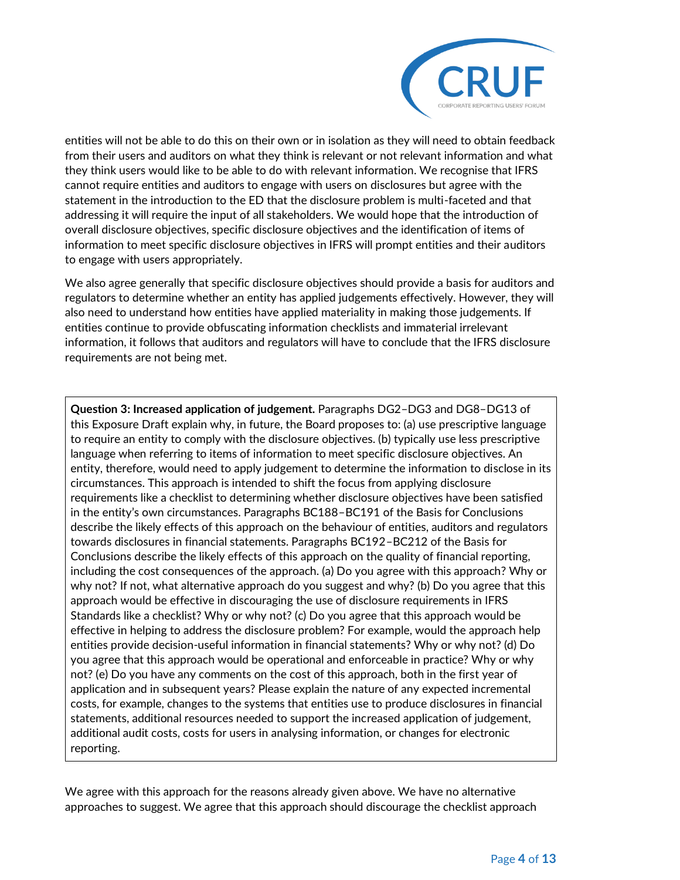entities will not be able to do this on their own or in isolation as they will need to obtain feedback from their users and auditors on what they think is relevant or not relevant information and what they think users would like to be able to do with relevant information. We recognise that IFRS cannot require entities and auditors to engage with users on disclosures but agree with the statement in the introduction to the ED that the disclosure problem is multi-faceted and that addressing it will require the input of all stakeholders. We would hope that the introduction of overall disclosure objectives, specific disclosure objectives and the identification of items of information to meet specific disclosure objectives in IFRS will prompt entities and their auditors to engage with users appropriately.

We also agree generally that specific disclosure objectives should provide a basis for auditors and regulators to determine whether an entity has applied judgements effectively. However, they will also need to understand how entities have applied materiality in making those judgements. If entities continue to provide obfuscating information checklists and immaterial irrelevant information, it follows that auditors and regulators will have to conclude that the IFRS disclosure requirements are not being met.

> **Question 3: Increased application of judgement.** Paragraphs DG2–DG3 and DG8–DG13 of this Exposure Draft explain why, in future, the Board proposes to: (a) use prescriptive language to require an entity to comply with the disclosure objectives. (b) typically use less prescriptive language when referring to items of information to meet specific disclosure objectives. An entity, therefore, would need to apply judgement to determine the information to disclose in its circumstances. This approach is intended to shift the focus from applying disclosure requirements like a checklist to determining whether disclosure objectives have been satisfied in the entity's own circumstances. Paragraphs BC188–BC191 of the Basis for Conclusions describe the likely effects of this approach on the behaviour of entities, auditors and regulators towards disclosures in financial statements. Paragraphs BC192–BC212 of the Basis for Conclusions describe the likely effects of this approach on the quality of financial reporting, including the cost consequences of the approach. (a) Do you agree with this approach? Why or why not? If not, what alternative approach do you suggest and why? (b) Do you agree that this approach would be effective in discouraging the use of disclosure requirements in IFRS Standards like a checklist? Why or why not? (c) Do you agree that this approach would be effective in helping to address the disclosure problem? For example, would the approach help entities provide decision-useful information in financial statements? Why or why not? (d) Do you agree that this approach would be operational and enforceable in practice? Why or why not? (e) Do you have any comments on the cost of this approach, both in the first year of application and in subsequent years? Please explain the nature of any expected incremental costs, for example, changes to the systems that entities use to produce disclosures in financial statements, additional resources needed to support the increased application of judgement, additional audit costs, costs for users in analysing information, or changes for electronic reporting.

We agree with this approach for the reasons already given above. We have no alternative approaches to suggest. We agree that this approach should discourage the checklist approach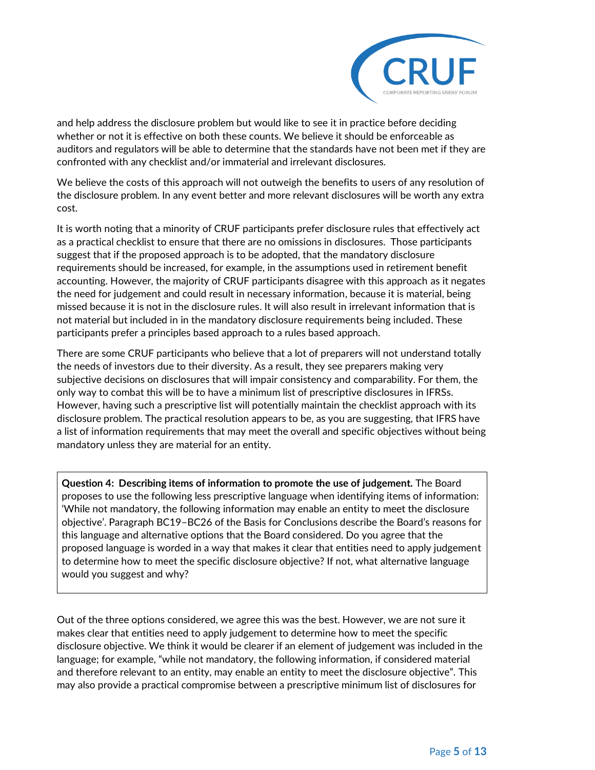and help address the disclosure problem but would like to see it in practice before deciding whether or not it is effective on both these counts. We believe it should be enforceable as auditors and regulators will be able to determine that the standards have not been met if they are confronted with any checklist and/or immaterial and irrelevant disclosures.

We believe the costs of this approach will not outweigh the benefits to users of any resolution of the disclosure problem. In any event better and more relevant disclosures will be worth any extra cost.

It is worth noting that a minority of CRUF participants prefer disclosure rules that effectively act as a practical checklist to ensure that there are no omissions in disclosures. Those participants suggest that if the proposed approach is to be adopted, that the mandatory disclosure requirements should be increased, for example, in the assumptions used in retirement benefit accounting. However, the majority of CRUF participants disagree with this approach as it negates the need for judgement and could result in necessary information, because it is material, being missed because it is not in the disclosure rules. It will also result in irrelevant information that is not material but included in in the mandatory disclosure requirements being included. These participants prefer a principles based approach to a rules based approach.

There are some CRUF participants who believe that a lot of preparers will not understand totally the needs of investors due to their diversity. As a result, they see preparers making very subjective decisions on disclosures that will impair consistency and comparability. For them, the only way to combat this will be to have a minimum list of prescriptive disclosures in IFRSs. However, having such a prescriptive list will potentially maintain the checklist approach with its disclosure problem. The practical resolution appears to be, as you are suggesting, that IFRS have a list of information requirements that may meet the overall and specific objectives without being mandatory unless they are material for an entity.

**Question 4: Describing items of information to promote the use of judgement.** The Board proposes to use the following less prescriptive language when identifying items of information: 'While not mandatory, the following information may enable an entity to meet the disclosure objective'. Paragraph BC19–BC26 of the Basis for Conclusions describe the Board's reasons for this language and alternative options that the Board considered. Do you agree that the proposed language is worded in a way that makes it clear that entities need to apply judgement to determine how to meet the specific disclosure objective? If not, what alternative language would you suggest and why?

Out of the three options considered, we agree this was the best. However, we are not sure it makes clear that entities need to apply judgement to determine how to meet the specific disclosure objective. We think it would be clearer if an element of judgement was included in the language; for example, "while not mandatory, the following information, if considered material and therefore relevant to an entity, may enable an entity to meet the disclosure objective". This may also provide a practical compromise between a prescriptive minimum list of disclosures for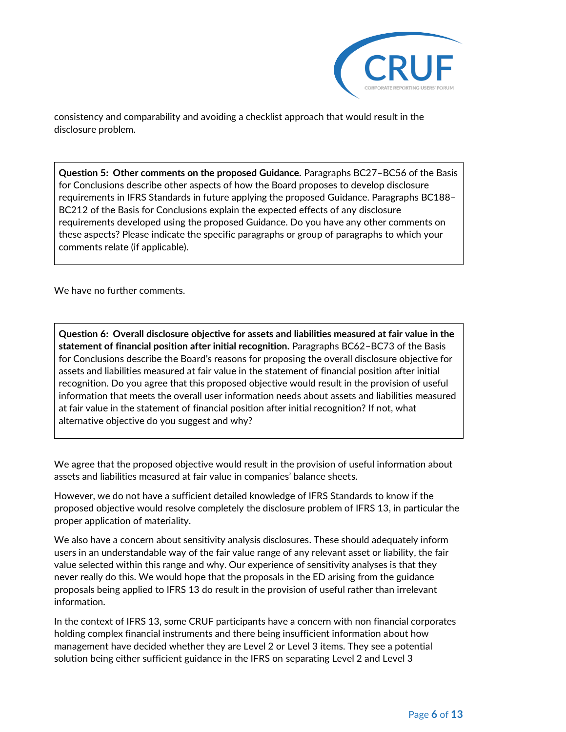consistency and comparability and avoiding a checklist approach that would result in the disclosure problem.

> **Question 5: Other comments on the proposed Guidance.** Paragraphs BC27–BC56 of the Basis for Conclusions describe other aspects of how the Board proposes to develop disclosure requirements in IFRS Standards in future applying the proposed Guidance. Paragraphs BC188–BC212 of the Basis for Conclusions explain the expected effects of any disclosure requirements developed using the proposed Guidance. Do you have any other comments on these aspects? Please indicate the specific paragraphs or group of paragraphs to which your comments relate (if applicable).

We have no further comments.

> **Question 6: Overall disclosure objective for assets and liabilities measured at fair value in the statement of financial position after initial recognition.** Paragraphs BC62–BC73 of the Basis for Conclusions describe the Board's reasons for proposing the overall disclosure objective for assets and liabilities measured at fair value in the statement of financial position after initial recognition. Do you agree that this proposed objective would result in the provision of useful information that meets the overall user information needs about assets and liabilities measured at fair value in the statement of financial position after initial recognition? If not, what alternative objective do you suggest and why?

We agree that the proposed objective would result in the provision of useful information about assets and liabilities measured at fair value in companies' balance sheets.

However, we do not have a sufficient detailed knowledge of IFRS Standards to know if the proposed objective would resolve completely the disclosure problem of IFRS 13, in particular the proper application of materiality.

We also have a concern about sensitivity analysis disclosures. These should adequately inform users in an understandable way of the fair value range of any relevant asset or liability, the fair value selected within this range and why. Our experience of sensitivity analyses is that they never really do this. We would hope that the proposals in the ED arising from the guidance proposals being applied to IFRS 13 do result in the provision of useful rather than irrelevant information.

In the context of IFRS 13, some CRUF participants have a concern with non financial corporates holding complex financial instruments and there being insufficient information about how management have decided whether they are Level 2 or Level 3 items. They see a potential solution being either sufficient guidance in the IFRS on separating Level 2 and Level 3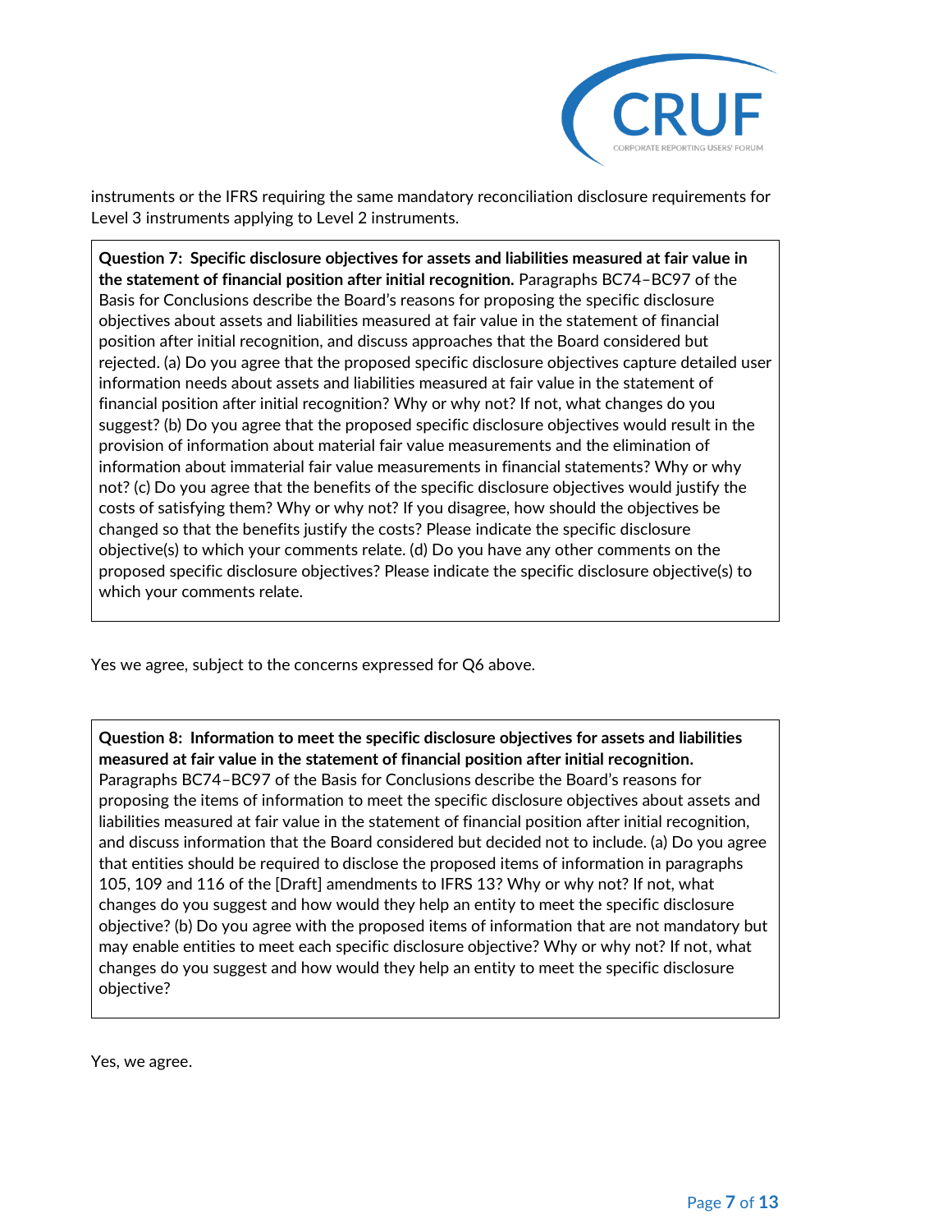instruments or the IFRS requiring the same mandatory reconciliation disclosure requirements for Level 3 instruments applying to Level 2 instruments.

> **Question 7: Specific disclosure objectives for assets and liabilities measured at fair value in the statement of financial position after initial recognition.** Paragraphs BC74–BC97 of the Basis for Conclusions describe the Board's reasons for proposing the specific disclosure objectives about assets and liabilities measured at fair value in the statement of financial position after initial recognition, and discuss approaches that the Board considered but rejected. (a) Do you agree that the proposed specific disclosure objectives capture detailed user information needs about assets and liabilities measured at fair value in the statement of financial position after initial recognition? Why or why not? If not, what changes do you suggest? (b) Do you agree that the proposed specific disclosure objectives would result in the provision of information about material fair value measurements and the elimination of information about immaterial fair value measurements in financial statements? Why or why not? (c) Do you agree that the benefits of the specific disclosure objectives would justify the costs of satisfying them? Why or why not? If you disagree, how should the objectives be changed so that the benefits justify the costs? Please indicate the specific disclosure objective(s) to which your comments relate. (d) Do you have any other comments on the proposed specific disclosure objectives? Please indicate the specific disclosure objective(s) to which your comments relate.

Yes we agree, subject to the concerns expressed for Q6 above.

> **Question 8: Information to meet the specific disclosure objectives for assets and liabilities measured at fair value in the statement of financial position after initial recognition.** Paragraphs BC74–BC97 of the Basis for Conclusions describe the Board's reasons for proposing the items of information to meet the specific disclosure objectives about assets and liabilities measured at fair value in the statement of financial position after initial recognition, and discuss information that the Board considered but decided not to include. (a) Do you agree that entities should be required to disclose the proposed items of information in paragraphs 105, 109 and 116 of the [Draft] amendments to IFRS 13? Why or why not? If not, what changes do you suggest and how would they help an entity to meet the specific disclosure objective? (b) Do you agree with the proposed items of information that are not mandatory but may enable entities to meet each specific disclosure objective? Why or why not? If not, what changes do you suggest and how would they help an entity to meet the specific disclosure objective?

Yes, we agree.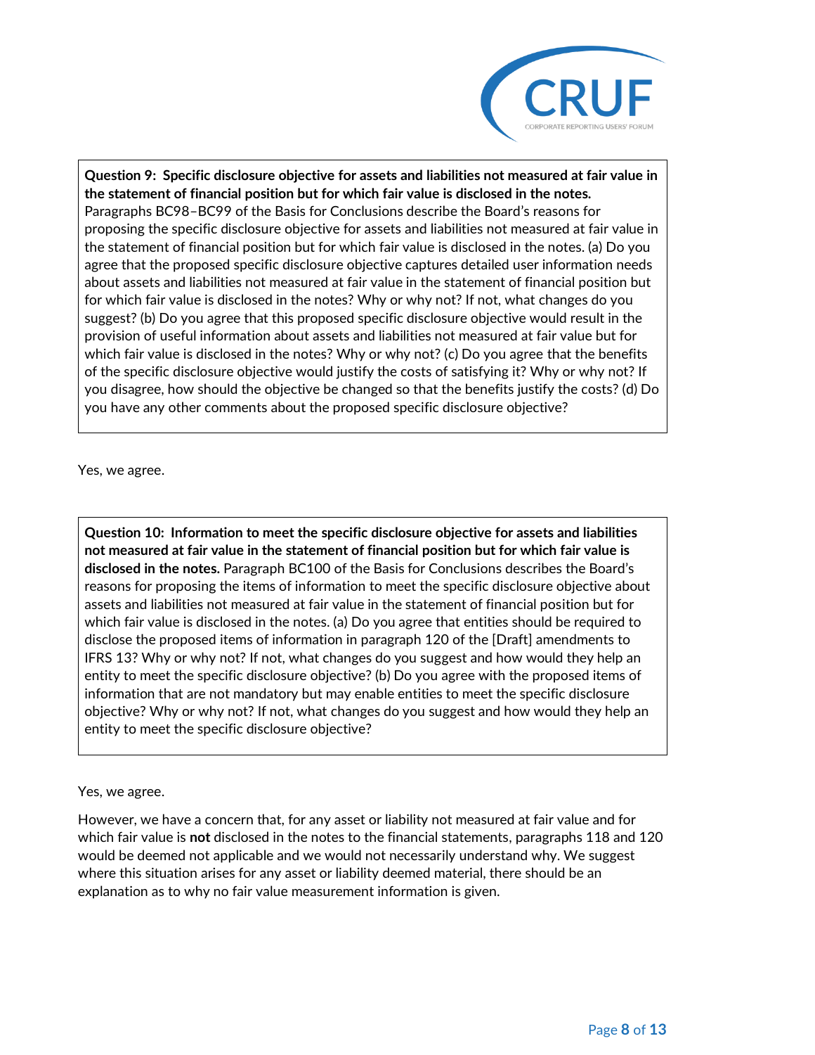**Question 9: Specific disclosure objective for assets and liabilities not measured at fair value in the statement of financial position but for which fair value is disclosed in the notes.** Paragraphs BC98–BC99 of the Basis for Conclusions describe the Board's reasons for proposing the specific disclosure objective for assets and liabilities not measured at fair value in the statement of financial position but for which fair value is disclosed in the notes. (a) Do you agree that the proposed specific disclosure objective captures detailed user information needs about assets and liabilities not measured at fair value in the statement of financial position but for which fair value is disclosed in the notes? Why or why not? If not, what changes do you suggest? (b) Do you agree that this proposed specific disclosure objective would result in the provision of useful information about assets and liabilities not measured at fair value but for which fair value is disclosed in the notes? Why or why not? (c) Do you agree that the benefits of the specific disclosure objective would justify the costs of satisfying it? Why or why not? If you disagree, how should the objective be changed so that the benefits justify the costs? (d) Do you have any other comments about the proposed specific disclosure objective?

Yes, we agree.

**Question 10: Information to meet the specific disclosure objective for assets and liabilities not measured at fair value in the statement of financial position but for which fair value is disclosed in the notes.** Paragraph BC100 of the Basis for Conclusions describes the Board's reasons for proposing the items of information to meet the specific disclosure objective about assets and liabilities not measured at fair value in the statement of financial position but for which fair value is disclosed in the notes. (a) Do you agree that entities should be required to disclose the proposed items of information in paragraph 120 of the [Draft] amendments to IFRS 13? Why or why not? If not, what changes do you suggest and how would they help an entity to meet the specific disclosure objective? (b) Do you agree with the proposed items of information that are not mandatory but may enable entities to meet the specific disclosure objective? Why or why not? If not, what changes do you suggest and how would they help an entity to meet the specific disclosure objective?

Yes, we agree.

However, we have a concern that, for any asset or liability not measured at fair value and for which fair value is **not** disclosed in the notes to the financial statements, paragraphs 118 and 120 would be deemed not applicable and we would not necessarily understand why. We suggest where this situation arises for any asset or liability deemed material, there should be an explanation as to why no fair value measurement information is given.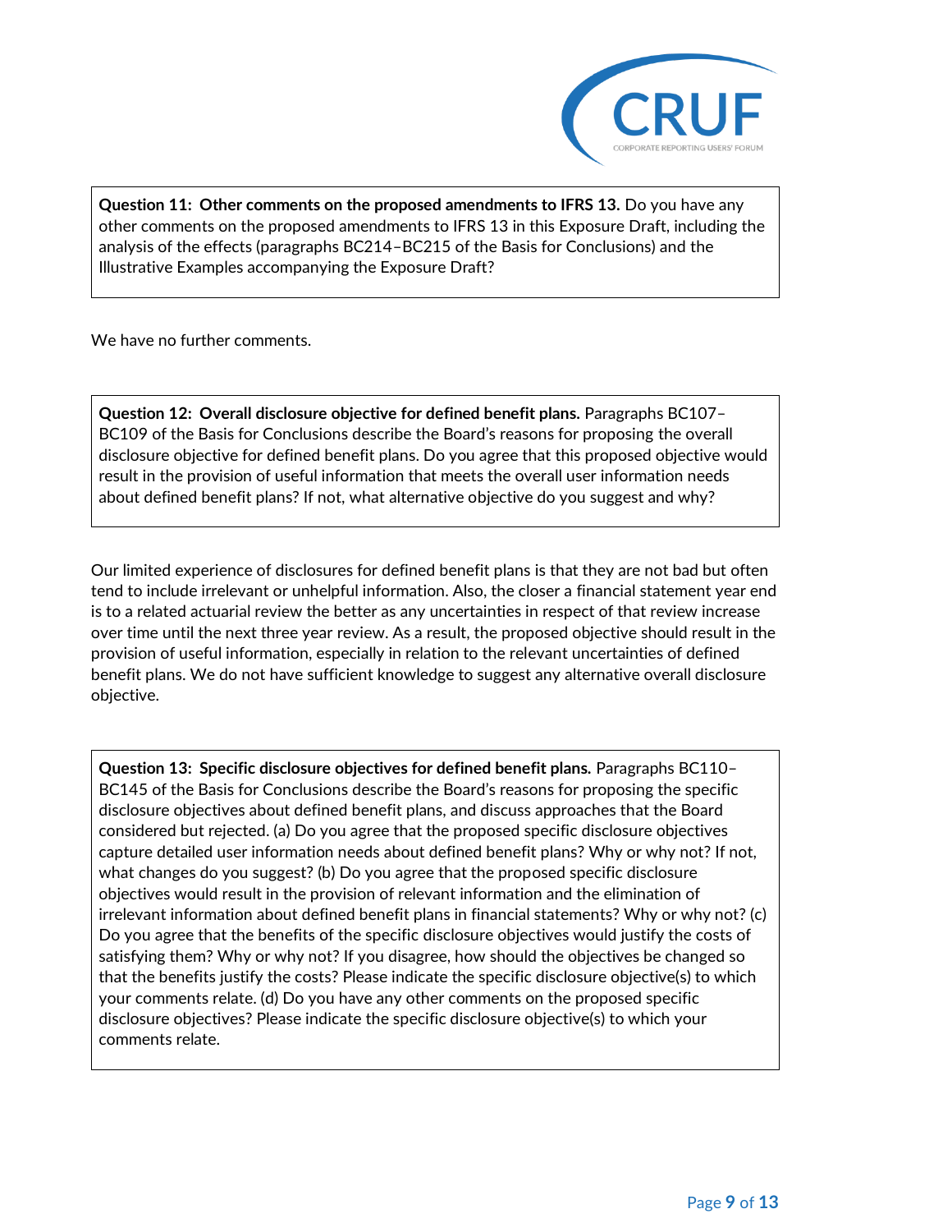**Question 11: Other comments on the proposed amendments to IFRS 13.** Do you have any other comments on the proposed amendments to IFRS 13 in this Exposure Draft, including the analysis of the effects (paragraphs BC214–BC215 of the Basis for Conclusions) and the Illustrative Examples accompanying the Exposure Draft?

We have no further comments.

**Question 12: Overall disclosure objective for defined benefit plans.** Paragraphs BC107–BC109 of the Basis for Conclusions describe the Board's reasons for proposing the overall disclosure objective for defined benefit plans. Do you agree that this proposed objective would result in the provision of useful information that meets the overall user information needs about defined benefit plans? If not, what alternative objective do you suggest and why?

Our limited experience of disclosures for defined benefit plans is that they are not bad but often tend to include irrelevant or unhelpful information. Also, the closer a financial statement year end is to a related actuarial review the better as any uncertainties in respect of that review increase over time until the next three year review. As a result, the proposed objective should result in the provision of useful information, especially in relation to the relevant uncertainties of defined benefit plans. We do not have sufficient knowledge to suggest any alternative overall disclosure objective.

**Question 13: Specific disclosure objectives for defined benefit plans.** Paragraphs BC110–BC145 of the Basis for Conclusions describe the Board's reasons for proposing the specific disclosure objectives about defined benefit plans, and discuss approaches that the Board considered but rejected. (a) Do you agree that the proposed specific disclosure objectives capture detailed user information needs about defined benefit plans? Why or why not? If not, what changes do you suggest? (b) Do you agree that the proposed specific disclosure objectives would result in the provision of relevant information and the elimination of irrelevant information about defined benefit plans in financial statements? Why or why not? (c) Do you agree that the benefits of the specific disclosure objectives would justify the costs of satisfying them? Why or why not? If you disagree, how should the objectives be changed so that the benefits justify the costs? Please indicate the specific disclosure objective(s) to which your comments relate. (d) Do you have any other comments on the proposed specific disclosure objectives? Please indicate the specific disclosure objective(s) to which your comments relate.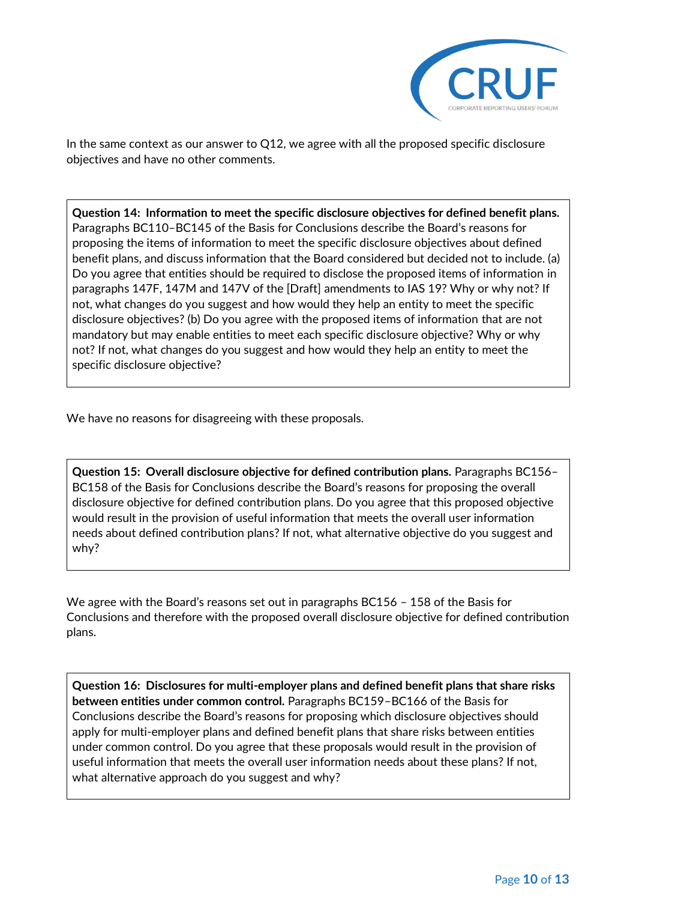In the same context as our answer to Q12, we agree with all the proposed specific disclosure objectives and have no other comments.

> **Question 14: Information to meet the specific disclosure objectives for defined benefit plans.** Paragraphs BC110–BC145 of the Basis for Conclusions describe the Board's reasons for proposing the items of information to meet the specific disclosure objectives about defined benefit plans, and discuss information that the Board considered but decided not to include. (a) Do you agree that entities should be required to disclose the proposed items of information in paragraphs 147F, 147M and 147V of the [Draft] amendments to IAS 19? Why or why not? If not, what changes do you suggest and how would they help an entity to meet the specific disclosure objectives? (b) Do you agree with the proposed items of information that are not mandatory but may enable entities to meet each specific disclosure objective? Why or why not? If not, what changes do you suggest and how would they help an entity to meet the specific disclosure objective?

We have no reasons for disagreeing with these proposals.

> **Question 15: Overall disclosure objective for defined contribution plans.** Paragraphs BC156–BC158 of the Basis for Conclusions describe the Board's reasons for proposing the overall disclosure objective for defined contribution plans. Do you agree that this proposed objective would result in the provision of useful information that meets the overall user information needs about defined contribution plans? If not, what alternative objective do you suggest and why?

We agree with the Board's reasons set out in paragraphs BC156 – 158 of the Basis for Conclusions and therefore with the proposed overall disclosure objective for defined contribution plans.

> **Question 16: Disclosures for multi-employer plans and defined benefit plans that share risks between entities under common control.** Paragraphs BC159–BC166 of the Basis for Conclusions describe the Board's reasons for proposing which disclosure objectives should apply for multi-employer plans and defined benefit plans that share risks between entities under common control. Do you agree that these proposals would result in the provision of useful information that meets the overall user information needs about these plans? If not, what alternative approach do you suggest and why?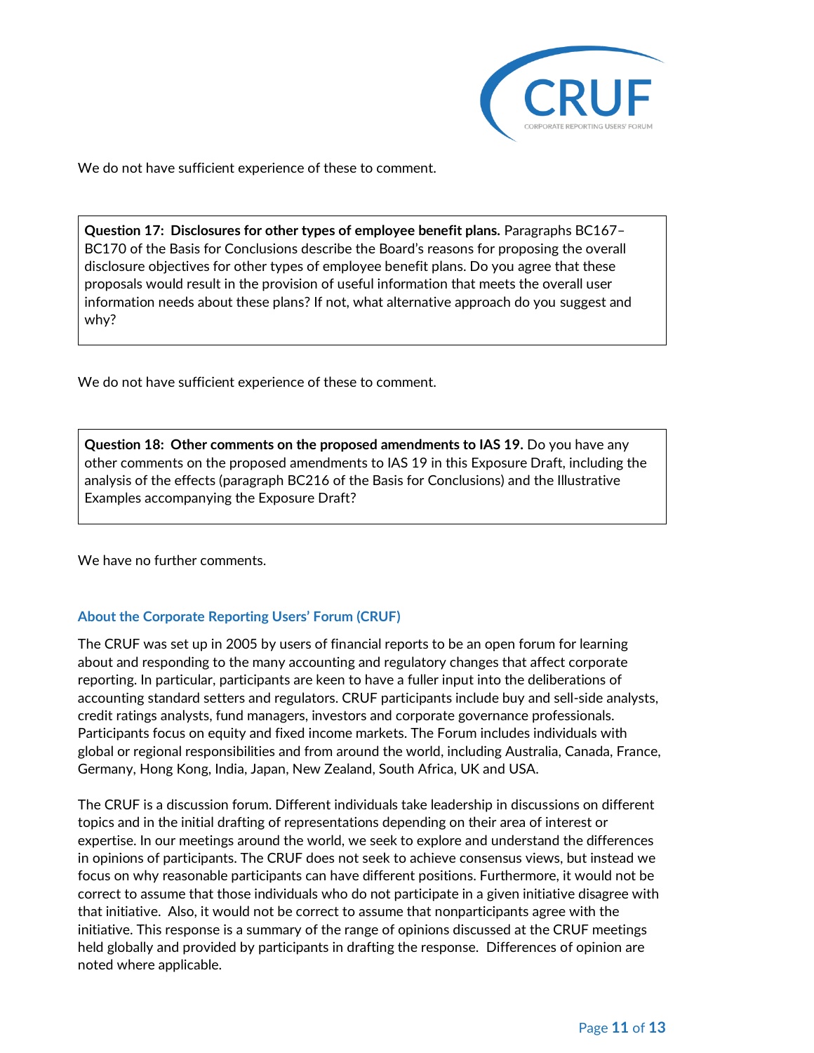We do not have sufficient experience of these to comment.

> **Question 17: Disclosures for other types of employee benefit plans.** Paragraphs BC167–BC170 of the Basis for Conclusions describe the Board's reasons for proposing the overall disclosure objectives for other types of employee benefit plans. Do you agree that these proposals would result in the provision of useful information that meets the overall user information needs about these plans? If not, what alternative approach do you suggest and why?

We do not have sufficient experience of these to comment.

> **Question 18: Other comments on the proposed amendments to IAS 19.** Do you have any other comments on the proposed amendments to IAS 19 in this Exposure Draft, including the analysis of the effects (paragraph BC216 of the Basis for Conclusions) and the Illustrative Examples accompanying the Exposure Draft?

We have no further comments.

### About the Corporate Reporting Users' Forum (CRUF)

The CRUF was set up in 2005 by users of financial reports to be an open forum for learning about and responding to the many accounting and regulatory changes that affect corporate reporting. In particular, participants are keen to have a fuller input into the deliberations of accounting standard setters and regulators. CRUF participants include buy and sell-side analysts, credit ratings analysts, fund managers, investors and corporate governance professionals. Participants focus on equity and fixed income markets. The Forum includes individuals with global or regional responsibilities and from around the world, including Australia, Canada, France, Germany, Hong Kong, India, Japan, New Zealand, South Africa, UK and USA.

The CRUF is a discussion forum. Different individuals take leadership in discussions on different topics and in the initial drafting of representations depending on their area of interest or expertise. In our meetings around the world, we seek to explore and understand the differences in opinions of participants. The CRUF does not seek to achieve consensus views, but instead we focus on why reasonable participants can have different positions. Furthermore, it would not be correct to assume that those individuals who do not participate in a given initiative disagree with that initiative. Also, it would not be correct to assume that nonparticipants agree with the initiative. This response is a summary of the range of opinions discussed at the CRUF meetings held globally and provided by participants in drafting the response. Differences of opinion are noted where applicable.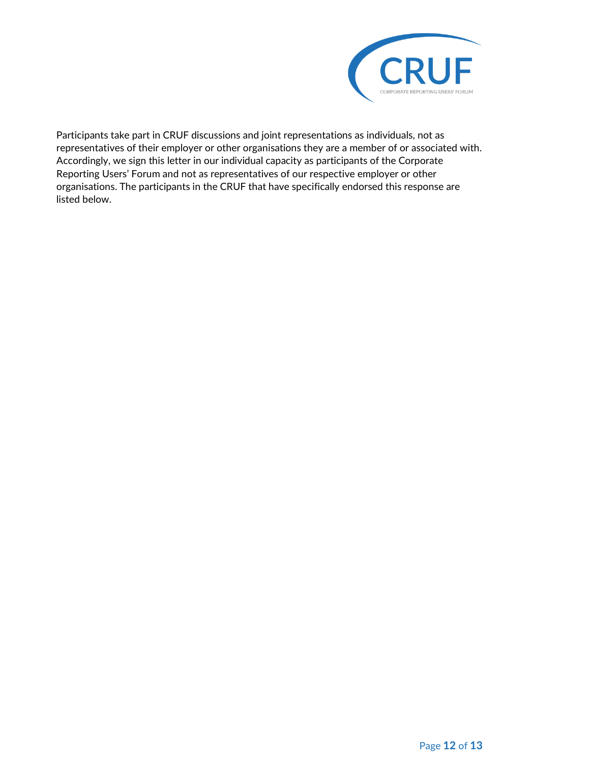Participants take part in CRUF discussions and joint representations as individuals, not as representatives of their employer or other organisations they are a member of or associated with. Accordingly, we sign this letter in our individual capacity as participants of the Corporate Reporting Users' Forum and not as representatives of our respective employer or other organisations. The participants in the CRUF that have specifically endorsed this response are listed below.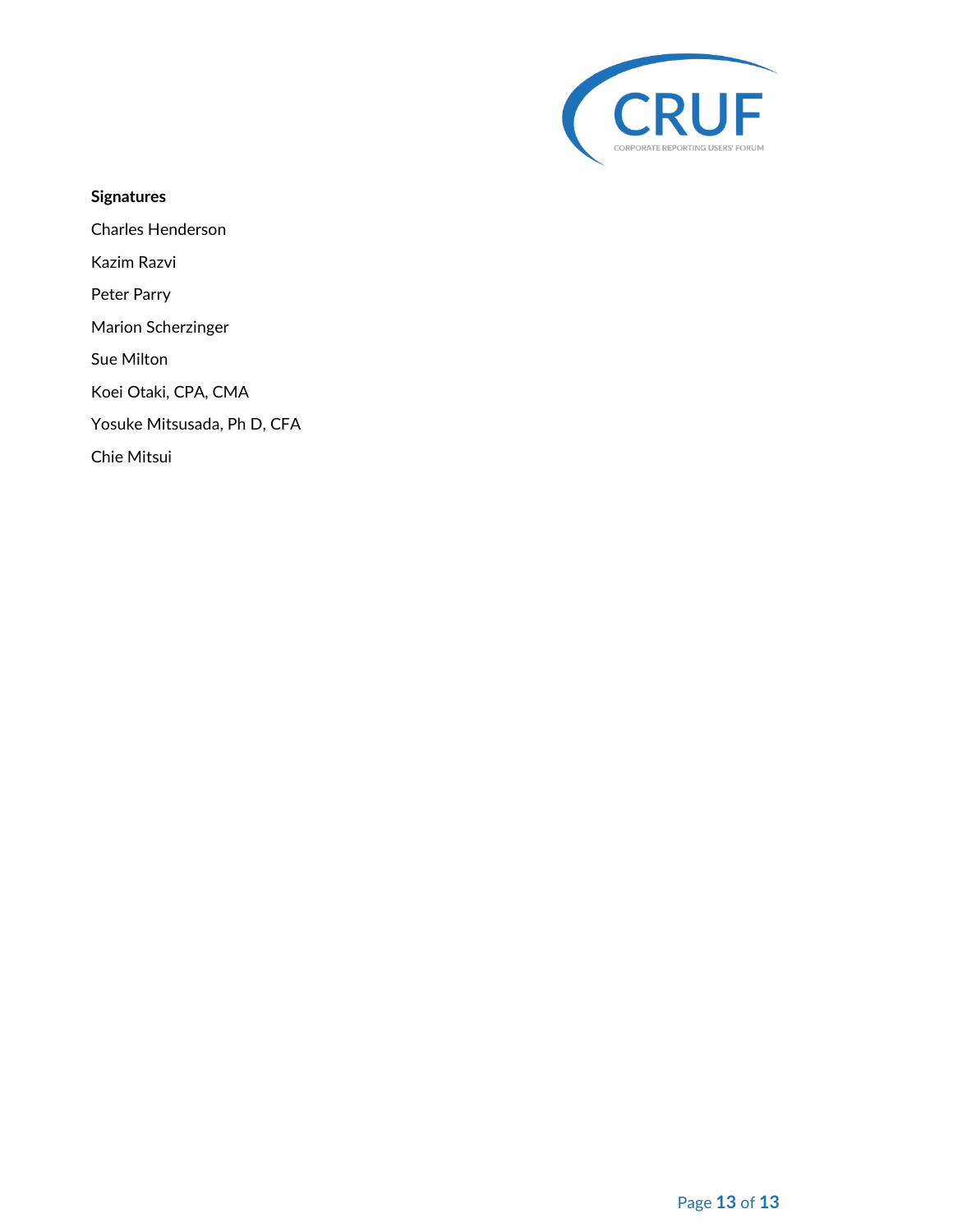**Signatures**

Charles Henderson

Kazim Razvi

Peter Parry

Marion Scherzinger

Sue Milton

Koei Otaki, CPA, CMA

Yosuke Mitsusada, Ph D, CFA

Chie Mitsui